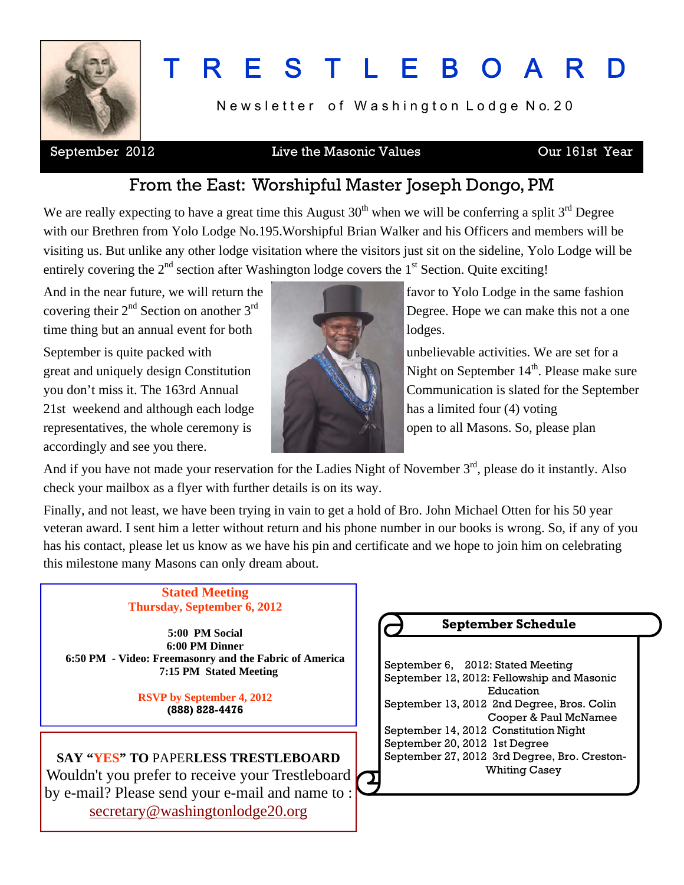# TRESTLEBOARD

Newsletter of Washington Lodge No. 20

September 2012 | Live the Masonic Values | Our 161st Year

## From the East: Worshipful Master Joseph Dongo, PM

We are really expecting to have a great time this August 30th when we will be conferring a split 3rd Degree with our Brethren from Yolo Lodge No.195.Worshipful Brian Walker and his Officers and members will be visiting us. But unlike any other lodge visitation where the visitors just sit on the sideline, Yolo Lodge will be entirely covering the 2nd section after Washington lodge covers the 1st Section. Quite exciting!

And in the near future, we will return the favor to Yolo Lodge in the same fashion covering their 2nd Section on another 3rd Degree. Hope we can make this not a one time thing but an annual event for both lodges.

September is quite packed with unbelievable activities. We are set for a great and uniquely design Constitution Night on September 14th. Please make sure you don't miss it. The 163rd Annual Communication is slated for the September 21st weekend and although each lodge has a limited four (4) voting representatives, the whole ceremony is open to all Masons. So, please plan accordingly and see you there.

And if you have not made your reservation for the Ladies Night of November 3rd, please do it instantly. Also check your mailbox as a flyer with further details is on its way.

Finally, and not least, we have been trying in vain to get a hold of Bro. John Michael Otten for his 50 year veteran award. I sent him a letter without return and his phone number in our books is wrong. So, if any of you has his contact, please let us know as we have his pin and certificate and we hope to join him on celebrating this milestone many Masons can only dream about.

**Stated Meeting**
**Thursday, September 6, 2012**

**5:00 PM Social**
**6:00 PM Dinner**
**6:50 PM - Video: Freemasonry and the Fabric of America**
**7:15 PM Stated Meeting**

**RSVP by September 4, 2012**
**(888) 828-4476**

**SAY "YES" TO PAPERLESS TRESTLEBOARD**
Wouldn't you prefer to receive your Trestleboard by e-mail? Please send your e-mail and name to : secretary@washingtonlodge20.org

### September Schedule

- September 6, 2012: Stated Meeting
- September 12, 2012: Fellowship and Masonic Education
- September 13, 2012 2nd Degree, Bros. Colin Cooper & Paul McNamee
- September 14, 2012 Constitution Night
- September 20, 2012 1st Degree
- September 27, 2012 3rd Degree, Bro. Creston-Whiting Casey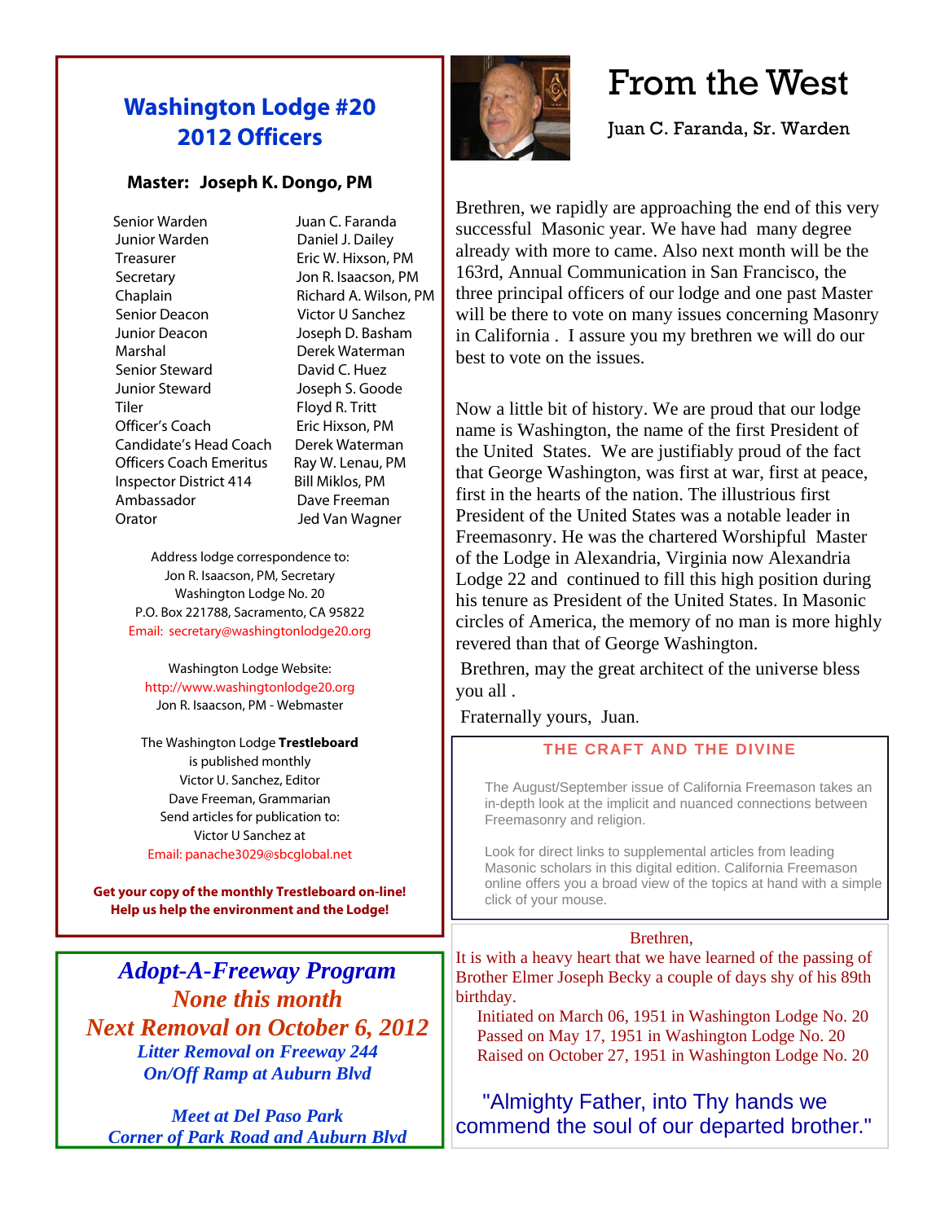## Washington Lodge #20
## 2012 Officers

**Master: Joseph K. Dongo, PM**

| | |
|---|---|
| Senior Warden | Juan C. Faranda |
| Junior Warden | Daniel J. Dailey |
| Treasurer | Eric W. Hixson, PM |
| Secretary | Jon R. Isaacson, PM |
| Chaplain | Richard A. Wilson, PM |
| Senior Deacon | Victor U Sanchez |
| Junior Deacon | Joseph D. Basham |
| Marshal | Derek Waterman |
| Senior Steward | David C. Huez |
| Junior Steward | Joseph S. Goode |
| Tiler | Floyd R. Tritt |
| Officer's Coach | Eric Hixson, PM |
| Candidate's Head Coach | Derek Waterman |
| Officers Coach Emeritus | Ray W. Lenau, PM |
| Inspector District 414 | Bill Miklos, PM |
| Ambassador | Dave Freeman |
| Orator | Jed Van Wagner |

Address lodge correspondence to:
Jon R. Isaacson, PM, Secretary
Washington Lodge No. 20
P.O. Box 221788, Sacramento, CA 95822
Email: secretary@washingtonlodge20.org

Washington Lodge Website:
http://www.washingtonlodge20.org
Jon R. Isaacson, PM - Webmaster

The Washington Lodge **Trestleboard**
is published monthly
Victor U. Sanchez, Editor
Dave Freeman, Grammarian
Send articles for publication to:
Victor U Sanchez at
Email: panache3029@sbcglobal.net

**Get your copy of the monthly Trestleboard on-line!**
**Help us help the environment and the Lodge!**

***Adopt-A-Freeway Program***
***None this month***
***Next Removal on October 6, 2012***
***Litter Removal on Freeway 244***
***On/Off Ramp at Auburn Blvd***

***Meet at Del Paso Park***
***Corner of Park Road and Auburn Blvd***

# From the West

Juan C. Faranda, Sr. Warden

Brethren, we rapidly are approaching the end of this very successful Masonic year. We have had many degree already with more to came. Also next month will be the 163rd, Annual Communication in San Francisco, the three principal officers of our lodge and one past Master will be there to vote on many issues concerning Masonry in California . I assure you my brethren we will do our best to vote on the issues.

Now a little bit of history. We are proud that our lodge name is Washington, the name of the first President of the United States. We are justifiably proud of the fact that George Washington, was first at war, first at peace, first in the hearts of the nation. The illustrious first President of the United States was a notable leader in Freemasonry. He was the chartered Worshipful Master of the Lodge in Alexandria, Virginia now Alexandria Lodge 22 and continued to fill this high position during his tenure as President of the United States. In Masonic circles of America, the memory of no man is more highly revered than that of George Washington.

Brethren, may the great architect of the universe bless you all .

Fraternally yours, Juan.

### THE CRAFT AND THE DIVINE

The August/September issue of California Freemason takes an in-depth look at the implicit and nuanced connections between Freemasonry and religion.

Look for direct links to supplemental articles from leading Masonic scholars in this digital edition. California Freemason online offers you a broad view of the topics at hand with a simple click of your mouse.

Brethren,

It is with a heavy heart that we have learned of the passing of Brother Elmer Joseph Becky a couple of days shy of his 89th birthday.

Initiated on March 06, 1951 in Washington Lodge No. 20
Passed on May 17, 1951 in Washington Lodge No. 20
Raised on October 27, 1951 in Washington Lodge No. 20

"Almighty Father, into Thy hands we commend the soul of our departed brother."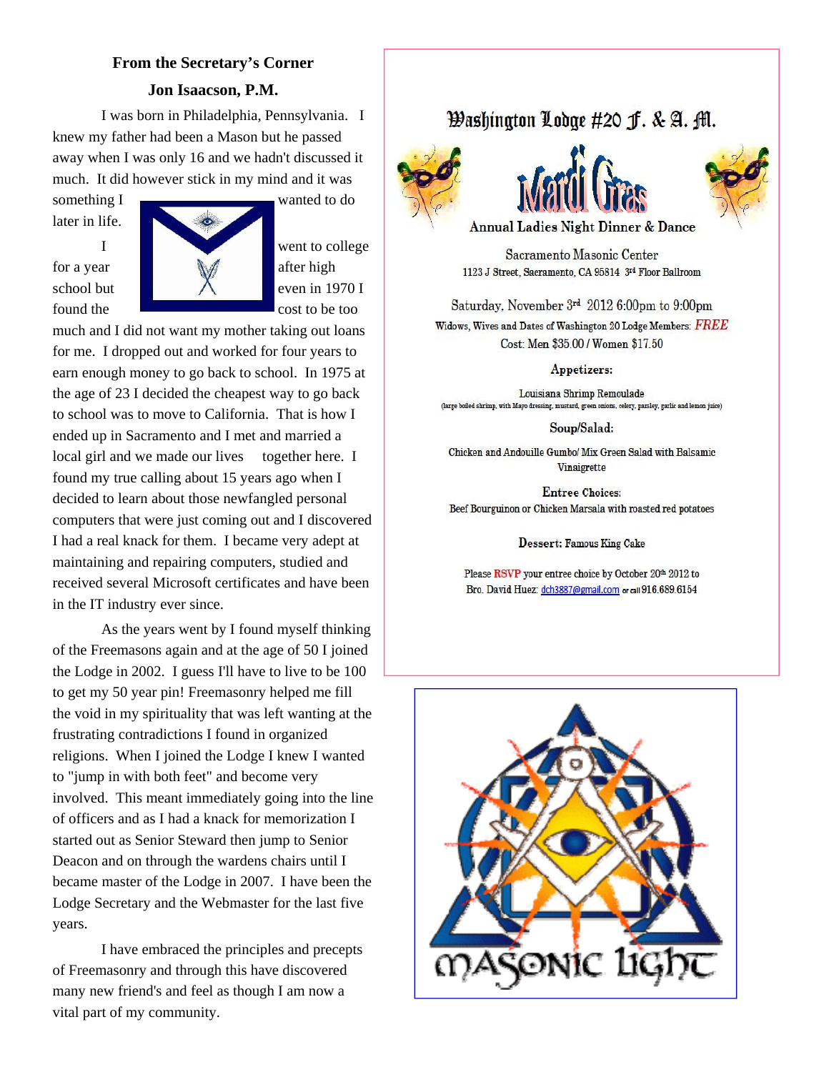## From the Secretary's Corner

### Jon Isaacson, P.M.

I was born in Philadelphia, Pennsylvania. I knew my father had been a Mason but he passed away when I was only 16 and we hadn't discussed it much. It did however stick in my mind and it was something I wanted to do later in life.

I went to college for a year after high school but even in 1970 I found the cost to be too much and I did not want my mother taking out loans for me. I dropped out and worked for four years to earn enough money to go back to school. In 1975 at the age of 23 I decided the cheapest way to go back to school was to move to California. That is how I ended up in Sacramento and I met and married a local girl and we made our lives together here. I found my true calling about 15 years ago when I decided to learn about those newfangled personal computers that were just coming out and I discovered I had a real knack for them. I became very adept at maintaining and repairing computers, studied and received several Microsoft certificates and have been in the IT industry ever since.

As the years went by I found myself thinking of the Freemasons again and at the age of 50 I joined the Lodge in 2002. I guess I'll have to live to be 100 to get my 50 year pin! Freemasonry helped me fill the void in my spirituality that was left wanting at the frustrating contradictions I found in organized religions. When I joined the Lodge I knew I wanted to "jump in with both feet" and become very involved. This meant immediately going into the line of officers and as I had a knack for memorization I started out as Senior Steward then jump to Senior Deacon and on through the wardens chairs until I became master of the Lodge in 2007. I have been the Lodge Secretary and the Webmaster for the last five years.

I have embraced the principles and precepts of Freemasonry and through this have discovered many new friend's and feel as though I am now a vital part of my community.

---

## Washington Lodge #20 F. & A. M.

### Mardi Gras

**Annual Ladies Night Dinner & Dance**

Sacramento Masonic Center
1123 J Street, Sacramento, CA 95814 3rd Floor Ballroom

Saturday, November 3rd 2012 6:00pm to 9:00pm

Widows, Wives and Dates of Washington 20 Lodge Members: *FREE*

Cost: Men $35.00 / Women $17.50

**Appetizers:**

Louisiana Shrimp Remoulade
(large boiled shrimp, with Mayo dressing, mustard, green onions, celery, parsley, garlic and lemon juice)

**Soup/Salad:**

Chicken and Andouille Gumbo/ Mix Green Salad with Balsamic Vinaigrette

**Entree Choices:**

Beef Bourguinon or Chicken Marsala with roasted red potatoes

**Dessert:** Famous King Cake

Please **RSVP** your entree choice by October 20th 2012 to Bro. David Huez: dch3887@gmail.com or call 916.689.6154

---

MASONIC LIGHT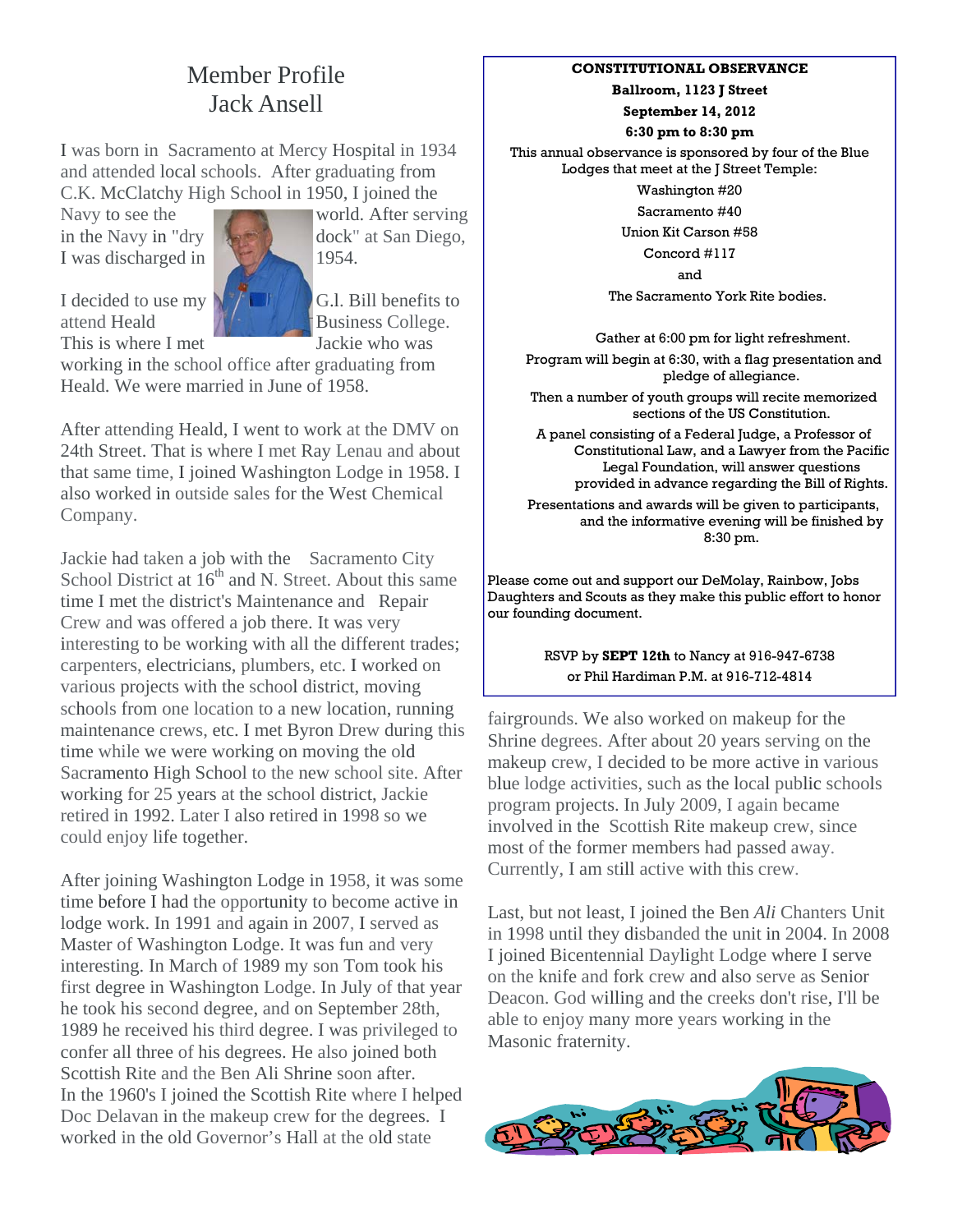# Member Profile
## Jack Ansell

I was born in Sacramento at Mercy Hospital in 1934 and attended local schools. After graduating from C.K. McClatchy High School in 1950, I joined the Navy to see the world. After serving in the Navy in "dry dock" at San Diego, I was discharged in 1954.

I decided to use my G.I. Bill benefits to attend Heald Business College. This is where I met Jackie who was working in the school office after graduating from Heald. We were married in June of 1958.

After attending Heald, I went to work at the DMV on 24th Street. That is where I met Ray Lenau and about that same time, I joined Washington Lodge in 1958. I also worked in outside sales for the West Chemical Company.

Jackie had taken a job with the Sacramento City School District at 16th and N. Street. About this same time I met the district's Maintenance and Repair Crew and was offered a job there. It was very interesting to be working with all the different trades; carpenters, electricians, plumbers, etc. I worked on various projects with the school district, moving schools from one location to a new location, running maintenance crews, etc. I met Byron Drew during this time while we were working on moving the old Sacramento High School to the new school site. After working for 25 years at the school district, Jackie retired in 1992. Later I also retired in 1998 so we could enjoy life together.

After joining Washington Lodge in 1958, it was some time before I had the opportunity to become active in lodge work. In 1991 and again in 2007, I served as Master of Washington Lodge. It was fun and very interesting. In March of 1989 my son Tom took his first degree in Washington Lodge. In July of that year he took his second degree, and on September 28th, 1989 he received his third degree. I was privileged to confer all three of his degrees. He also joined both Scottish Rite and the Ben Ali Shrine soon after.
In the 1960's I joined the Scottish Rite where I helped Doc Delavan in the makeup crew for the degrees. I worked in the old Governor's Hall at the old state fairgrounds. We also worked on makeup for the Shrine degrees. After about 20 years serving on the makeup crew, I decided to be more active in various blue lodge activities, such as the local public schools program projects. In July 2009, I again became involved in the Scottish Rite makeup crew, since most of the former members had passed away. Currently, I am still active with this crew.

Last, but not least, I joined the Ben *Ali* Chanters Unit in 1998 until they disbanded the unit in 2004. In 2008 I joined Bicentennial Daylight Lodge where I serve on the knife and fork crew and also serve as Senior Deacon. God willing and the creeks don't rise, I'll be able to enjoy many more years working in the Masonic fraternity.

---

**CONSTITUTIONAL OBSERVANCE**
**Ballroom, 1123 J Street**
**September 14, 2012**
**6:30 pm to 8:30 pm**

This annual observance is sponsored by four of the Blue Lodges that meet at the J Street Temple:

Washington #20
Sacramento #40
Union Kit Carson #58
Concord #117
and
The Sacramento York Rite bodies.

Gather at 6:00 pm for light refreshment.

Program will begin at 6:30, with a flag presentation and pledge of allegiance.

Then a number of youth groups will recite memorized sections of the US Constitution.

A panel consisting of a Federal Judge, a Professor of Constitutional Law, and a Lawyer from the Pacific Legal Foundation, will answer questions provided in advance regarding the Bill of Rights.

Presentations and awards will be given to participants, and the informative evening will be finished by 8:30 pm.

Please come out and support our DeMolay, Rainbow, Jobs Daughters and Scouts as they make this public effort to honor our founding document.

RSVP by **SEPT 12th** to Nancy at 916-947-6738
or Phil Hardiman P.M. at 916-712-4814